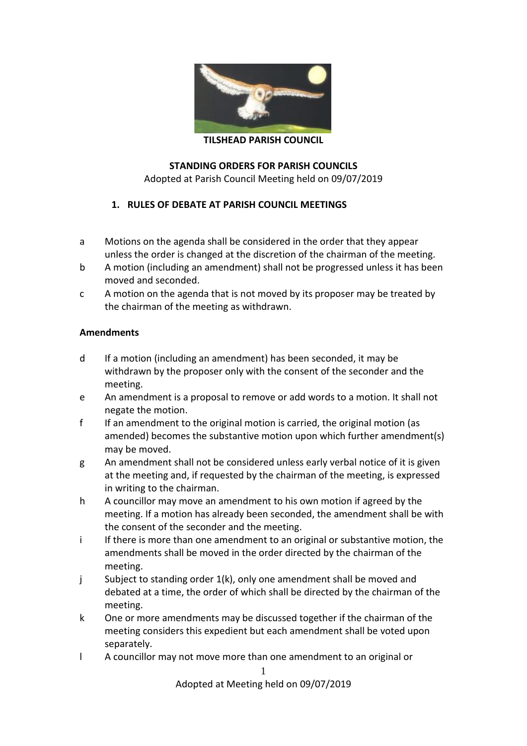**TILSHEAD PARISH COUNCIL**

# STANDING ORDERS FOR PARISH COUNCILS

Adopted at Parish Council Meeting held on 09/07/2019

## 1. RULES OF DEBATE AT PARISH COUNCIL MEETINGS

a Motions on the agenda shall be considered in the order that they appear unless the order is changed at the discretion of the chairman of the meeting.

b A motion (including an amendment) shall not be progressed unless it has been moved and seconded.

c A motion on the agenda that is not moved by its proposer may be treated by the chairman of the meeting as withdrawn.

### Amendments

d If a motion (including an amendment) has been seconded, it may be withdrawn by the proposer only with the consent of the seconder and the meeting.

e An amendment is a proposal to remove or add words to a motion. It shall not negate the motion.

f If an amendment to the original motion is carried, the original motion (as amended) becomes the substantive motion upon which further amendment(s) may be moved.

g An amendment shall not be considered unless early verbal notice of it is given at the meeting and, if requested by the chairman of the meeting, is expressed in writing to the chairman.

h A councillor may move an amendment to his own motion if agreed by the meeting. If a motion has already been seconded, the amendment shall be with the consent of the seconder and the meeting.

i If there is more than one amendment to an original or substantive motion, the amendments shall be moved in the order directed by the chairman of the meeting.

j Subject to standing order 1(k), only one amendment shall be moved and debated at a time, the order of which shall be directed by the chairman of the meeting.

k One or more amendments may be discussed together if the chairman of the meeting considers this expedient but each amendment shall be voted upon separately.

l A councillor may not move more than one amendment to an original or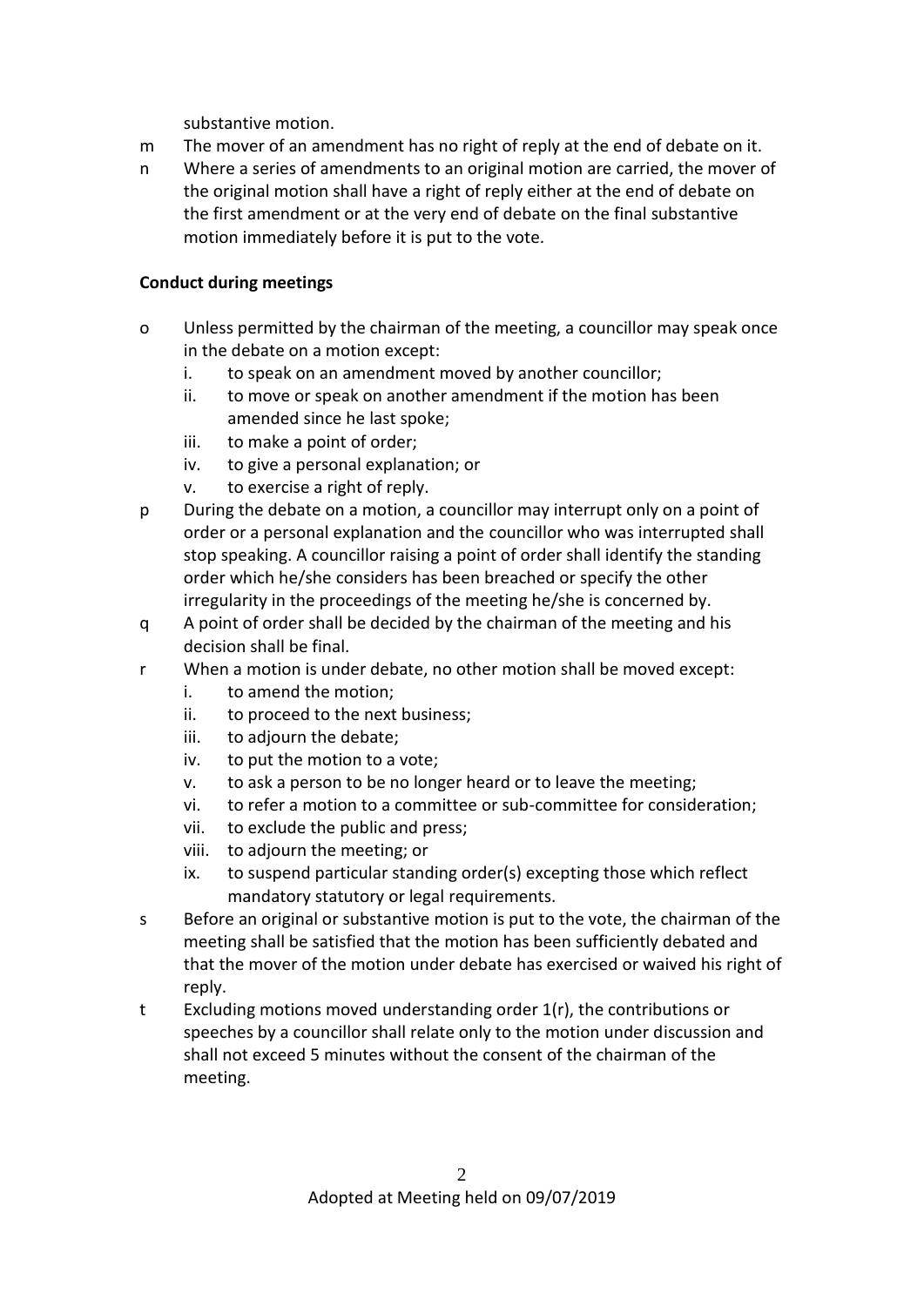substantive motion.

m The mover of an amendment has no right of reply at the end of debate on it.

n Where a series of amendments to an original motion are carried, the mover of the original motion shall have a right of reply either at the end of debate on the first amendment or at the very end of debate on the final substantive motion immediately before it is put to the vote.

**Conduct during meetings**

o Unless permitted by the chairman of the meeting, a councillor may speak once in the debate on a motion except:
   i. to speak on an amendment moved by another councillor;
   ii. to move or speak on another amendment if the motion has been amended since he last spoke;
   iii. to make a point of order;
   iv. to give a personal explanation; or
   v. to exercise a right of reply.

p During the debate on a motion, a councillor may interrupt only on a point of order or a personal explanation and the councillor who was interrupted shall stop speaking. A councillor raising a point of order shall identify the standing order which he/she considers has been breached or specify the other irregularity in the proceedings of the meeting he/she is concerned by.

q A point of order shall be decided by the chairman of the meeting and his decision shall be final.

r When a motion is under debate, no other motion shall be moved except:
   i. to amend the motion;
   ii. to proceed to the next business;
   iii. to adjourn the debate;
   iv. to put the motion to a vote;
   v. to ask a person to be no longer heard or to leave the meeting;
   vi. to refer a motion to a committee or sub-committee for consideration;
   vii. to exclude the public and press;
   viii. to adjourn the meeting; or
   ix. to suspend particular standing order(s) excepting those which reflect mandatory statutory or legal requirements.

s Before an original or substantive motion is put to the vote, the chairman of the meeting shall be satisfied that the motion has been sufficiently debated and that the mover of the motion under debate has exercised or waived his right of reply.

t Excluding motions moved understanding order 1(r), the contributions or speeches by a councillor shall relate only to the motion under discussion and shall not exceed 5 minutes without the consent of the chairman of the meeting.

Adopted at Meeting held on 09/07/2019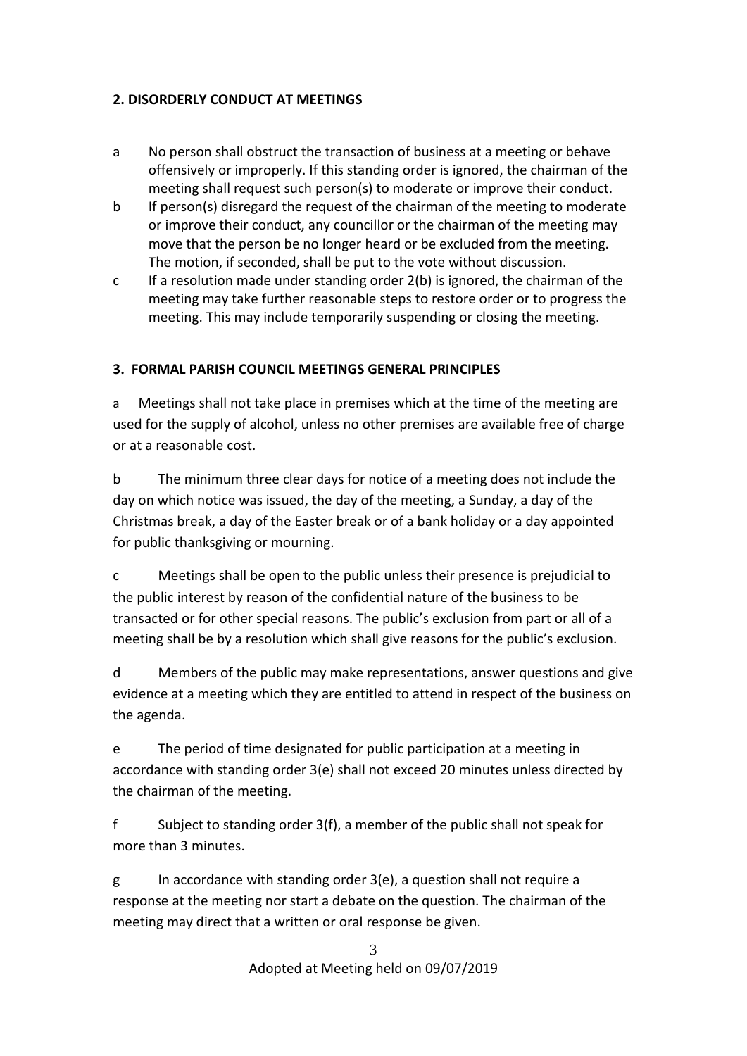## 2. DISORDERLY CONDUCT AT MEETINGS

a No person shall obstruct the transaction of business at a meeting or behave offensively or improperly. If this standing order is ignored, the chairman of the meeting shall request such person(s) to moderate or improve their conduct.

b If person(s) disregard the request of the chairman of the meeting to moderate or improve their conduct, any councillor or the chairman of the meeting may move that the person be no longer heard or be excluded from the meeting. The motion, if seconded, shall be put to the vote without discussion.

c If a resolution made under standing order 2(b) is ignored, the chairman of the meeting may take further reasonable steps to restore order or to progress the meeting. This may include temporarily suspending or closing the meeting.

## 3. FORMAL PARISH COUNCIL MEETINGS GENERAL PRINCIPLES

a Meetings shall not take place in premises which at the time of the meeting are used for the supply of alcohol, unless no other premises are available free of charge or at a reasonable cost.

b The minimum three clear days for notice of a meeting does not include the day on which notice was issued, the day of the meeting, a Sunday, a day of the Christmas break, a day of the Easter break or of a bank holiday or a day appointed for public thanksgiving or mourning.

c Meetings shall be open to the public unless their presence is prejudicial to the public interest by reason of the confidential nature of the business to be transacted or for other special reasons. The public's exclusion from part or all of a meeting shall be by a resolution which shall give reasons for the public's exclusion.

d Members of the public may make representations, answer questions and give evidence at a meeting which they are entitled to attend in respect of the business on the agenda.

e The period of time designated for public participation at a meeting in accordance with standing order 3(e) shall not exceed 20 minutes unless directed by the chairman of the meeting.

f Subject to standing order 3(f), a member of the public shall not speak for more than 3 minutes.

g In accordance with standing order 3(e), a question shall not require a response at the meeting nor start a debate on the question. The chairman of the meeting may direct that a written or oral response be given.

Adopted at Meeting held on 09/07/2019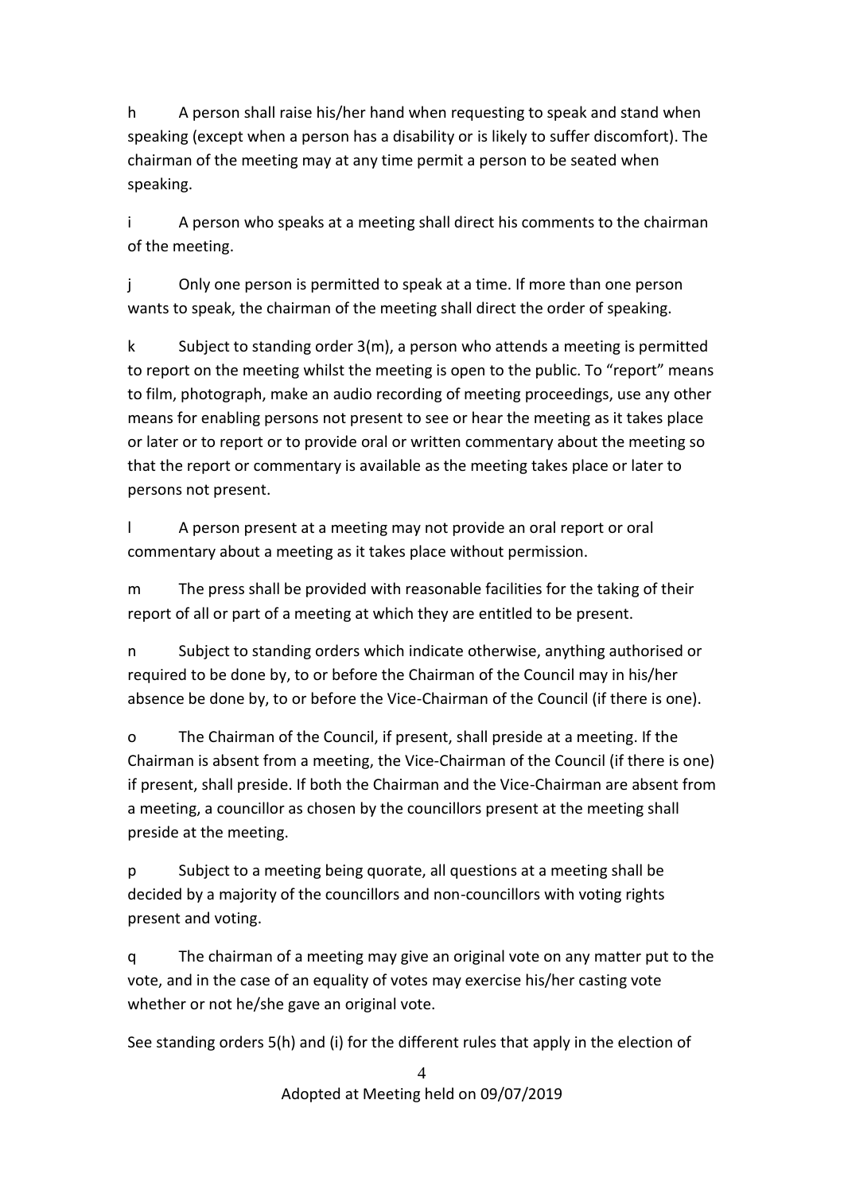h A person shall raise his/her hand when requesting to speak and stand when speaking (except when a person has a disability or is likely to suffer discomfort). The chairman of the meeting may at any time permit a person to be seated when speaking.

i A person who speaks at a meeting shall direct his comments to the chairman of the meeting.

j Only one person is permitted to speak at a time. If more than one person wants to speak, the chairman of the meeting shall direct the order of speaking.

k Subject to standing order 3(m), a person who attends a meeting is permitted to report on the meeting whilst the meeting is open to the public. To "report" means to film, photograph, make an audio recording of meeting proceedings, use any other means for enabling persons not present to see or hear the meeting as it takes place or later or to report or to provide oral or written commentary about the meeting so that the report or commentary is available as the meeting takes place or later to persons not present.

l A person present at a meeting may not provide an oral report or oral commentary about a meeting as it takes place without permission.

m The press shall be provided with reasonable facilities for the taking of their report of all or part of a meeting at which they are entitled to be present.

n Subject to standing orders which indicate otherwise, anything authorised or required to be done by, to or before the Chairman of the Council may in his/her absence be done by, to or before the Vice-Chairman of the Council (if there is one).

o The Chairman of the Council, if present, shall preside at a meeting. If the Chairman is absent from a meeting, the Vice-Chairman of the Council (if there is one) if present, shall preside. If both the Chairman and the Vice-Chairman are absent from a meeting, a councillor as chosen by the councillors present at the meeting shall preside at the meeting.

p Subject to a meeting being quorate, all questions at a meeting shall be decided by a majority of the councillors and non-councillors with voting rights present and voting.

q The chairman of a meeting may give an original vote on any matter put to the vote, and in the case of an equality of votes may exercise his/her casting vote whether or not he/she gave an original vote.

See standing orders 5(h) and (i) for the different rules that apply in the election of

Adopted at Meeting held on 09/07/2019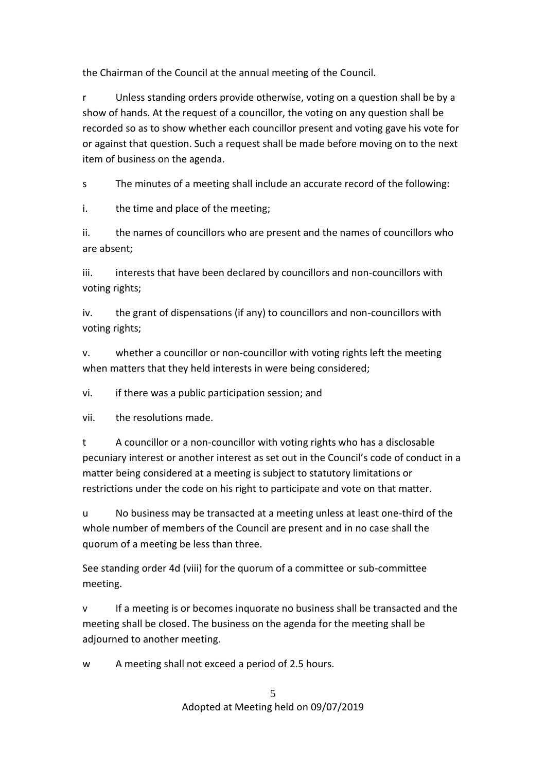the Chairman of the Council at the annual meeting of the Council.

r Unless standing orders provide otherwise, voting on a question shall be by a show of hands. At the request of a councillor, the voting on any question shall be recorded so as to show whether each councillor present and voting gave his vote for or against that question. Such a request shall be made before moving on to the next item of business on the agenda.

s The minutes of a meeting shall include an accurate record of the following:

i. the time and place of the meeting;

ii. the names of councillors who are present and the names of councillors who are absent;

iii. interests that have been declared by councillors and non-councillors with voting rights;

iv. the grant of dispensations (if any) to councillors and non-councillors with voting rights;

v. whether a councillor or non-councillor with voting rights left the meeting when matters that they held interests in were being considered;

vi. if there was a public participation session; and

vii. the resolutions made.

t A councillor or a non-councillor with voting rights who has a disclosable pecuniary interest or another interest as set out in the Council's code of conduct in a matter being considered at a meeting is subject to statutory limitations or restrictions under the code on his right to participate and vote on that matter.

u No business may be transacted at a meeting unless at least one-third of the whole number of members of the Council are present and in no case shall the quorum of a meeting be less than three.

See standing order 4d (viii) for the quorum of a committee or sub-committee meeting.

v If a meeting is or becomes inquorate no business shall be transacted and the meeting shall be closed. The business on the agenda for the meeting shall be adjourned to another meeting.

w A meeting shall not exceed a period of 2.5 hours.

Adopted at Meeting held on 09/07/2019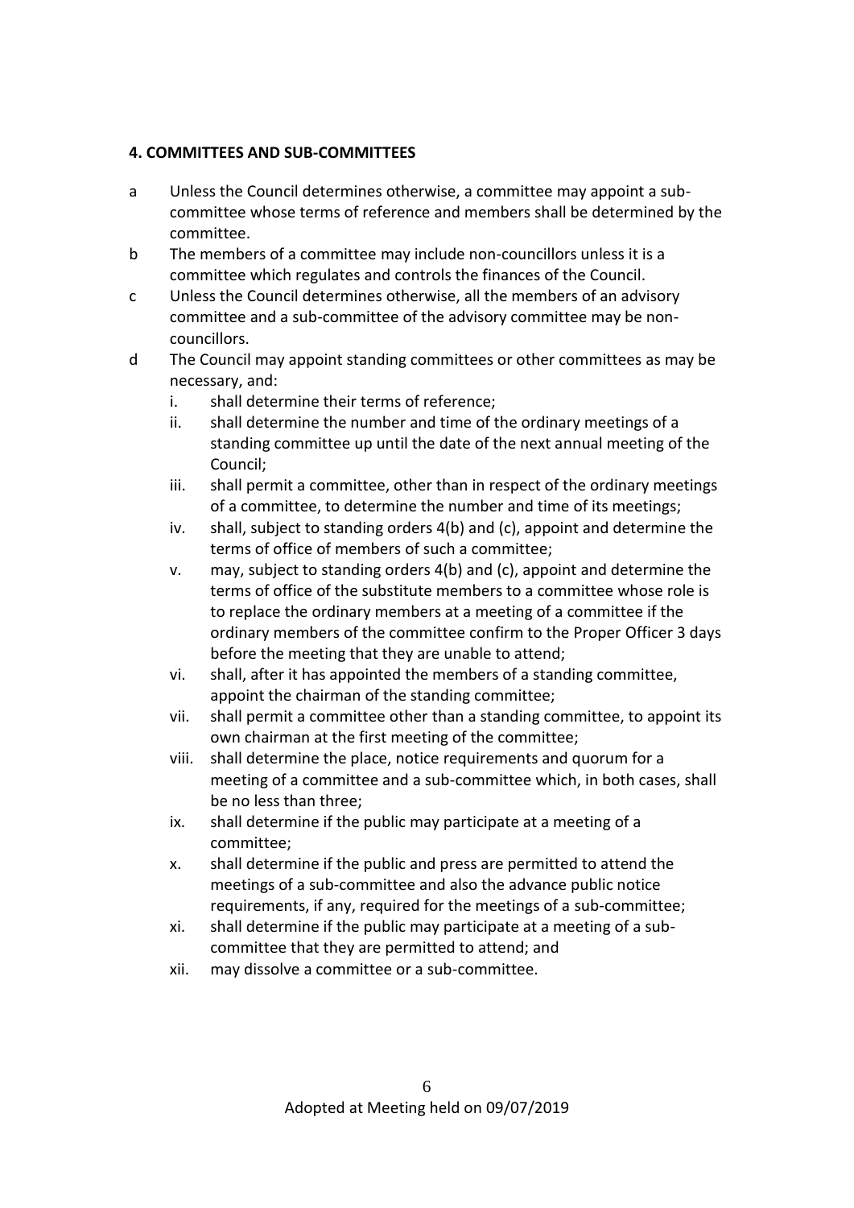#### 4. COMMITTEES AND SUB-COMMITTEES

a Unless the Council determines otherwise, a committee may appoint a sub-committee whose terms of reference and members shall be determined by the committee.

b The members of a committee may include non-councillors unless it is a committee which regulates and controls the finances of the Council.

c Unless the Council determines otherwise, all the members of an advisory committee and a sub-committee of the advisory committee may be non-councillors.

d The Council may appoint standing committees or other committees as may be necessary, and:

   i. shall determine their terms of reference;
   ii. shall determine the number and time of the ordinary meetings of a standing committee up until the date of the next annual meeting of the Council;
   iii. shall permit a committee, other than in respect of the ordinary meetings of a committee, to determine the number and time of its meetings;
   iv. shall, subject to standing orders 4(b) and (c), appoint and determine the terms of office of members of such a committee;
   v. may, subject to standing orders 4(b) and (c), appoint and determine the terms of office of the substitute members to a committee whose role is to replace the ordinary members at a meeting of a committee if the ordinary members of the committee confirm to the Proper Officer 3 days before the meeting that they are unable to attend;
   vi. shall, after it has appointed the members of a standing committee, appoint the chairman of the standing committee;
   vii. shall permit a committee other than a standing committee, to appoint its own chairman at the first meeting of the committee;
   viii. shall determine the place, notice requirements and quorum for a meeting of a committee and a sub-committee which, in both cases, shall be no less than three;
   ix. shall determine if the public may participate at a meeting of a committee;
   x. shall determine if the public and press are permitted to attend the meetings of a sub-committee and also the advance public notice requirements, if any, required for the meetings of a sub-committee;
   xi. shall determine if the public may participate at a meeting of a sub-committee that they are permitted to attend; and
   xii. may dissolve a committee or a sub-committee.

Adopted at Meeting held on 09/07/2019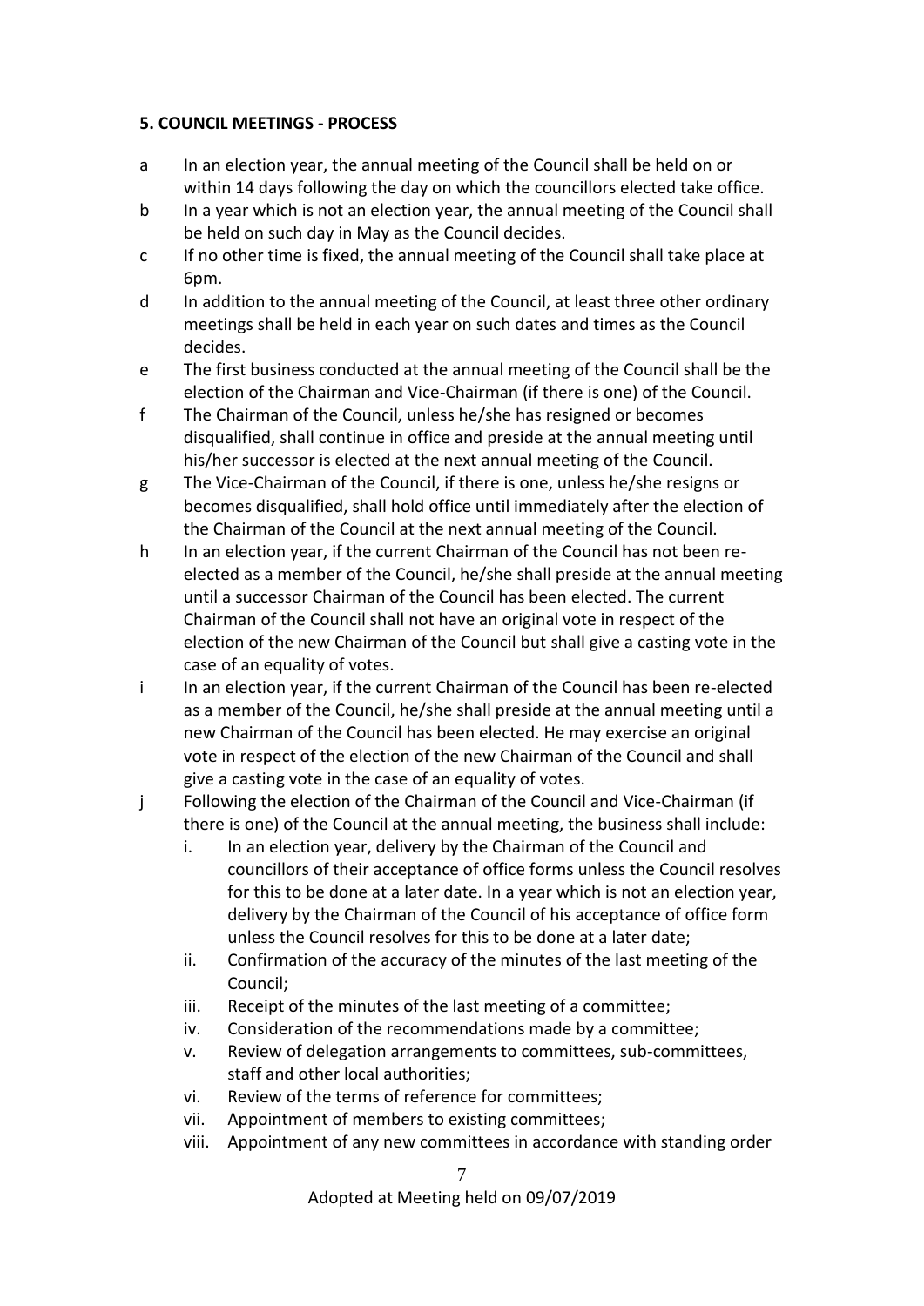### 5. COUNCIL MEETINGS - PROCESS

a In an election year, the annual meeting of the Council shall be held on or within 14 days following the day on which the councillors elected take office.

b In a year which is not an election year, the annual meeting of the Council shall be held on such day in May as the Council decides.

c If no other time is fixed, the annual meeting of the Council shall take place at 6pm.

d In addition to the annual meeting of the Council, at least three other ordinary meetings shall be held in each year on such dates and times as the Council decides.

e The first business conducted at the annual meeting of the Council shall be the election of the Chairman and Vice-Chairman (if there is one) of the Council.

f The Chairman of the Council, unless he/she has resigned or becomes disqualified, shall continue in office and preside at the annual meeting until his/her successor is elected at the next annual meeting of the Council.

g The Vice-Chairman of the Council, if there is one, unless he/she resigns or becomes disqualified, shall hold office until immediately after the election of the Chairman of the Council at the next annual meeting of the Council.

h In an election year, if the current Chairman of the Council has not been re-elected as a member of the Council, he/she shall preside at the annual meeting until a successor Chairman of the Council has been elected. The current Chairman of the Council shall not have an original vote in respect of the election of the new Chairman of the Council but shall give a casting vote in the case of an equality of votes.

i In an election year, if the current Chairman of the Council has been re-elected as a member of the Council, he/she shall preside at the annual meeting until a new Chairman of the Council has been elected. He may exercise an original vote in respect of the election of the new Chairman of the Council and shall give a casting vote in the case of an equality of votes.

j Following the election of the Chairman of the Council and Vice-Chairman (if there is one) of the Council at the annual meeting, the business shall include:

   i. In an election year, delivery by the Chairman of the Council and councillors of their acceptance of office forms unless the Council resolves for this to be done at a later date. In a year which is not an election year, delivery by the Chairman of the Council of his acceptance of office form unless the Council resolves for this to be done at a later date;
   ii. Confirmation of the accuracy of the minutes of the last meeting of the Council;
   iii. Receipt of the minutes of the last meeting of a committee;
   iv. Consideration of the recommendations made by a committee;
   v. Review of delegation arrangements to committees, sub-committees, staff and other local authorities;
   vi. Review of the terms of reference for committees;
   vii. Appointment of members to existing committees;
   viii. Appointment of any new committees in accordance with standing order

Adopted at Meeting held on 09/07/2019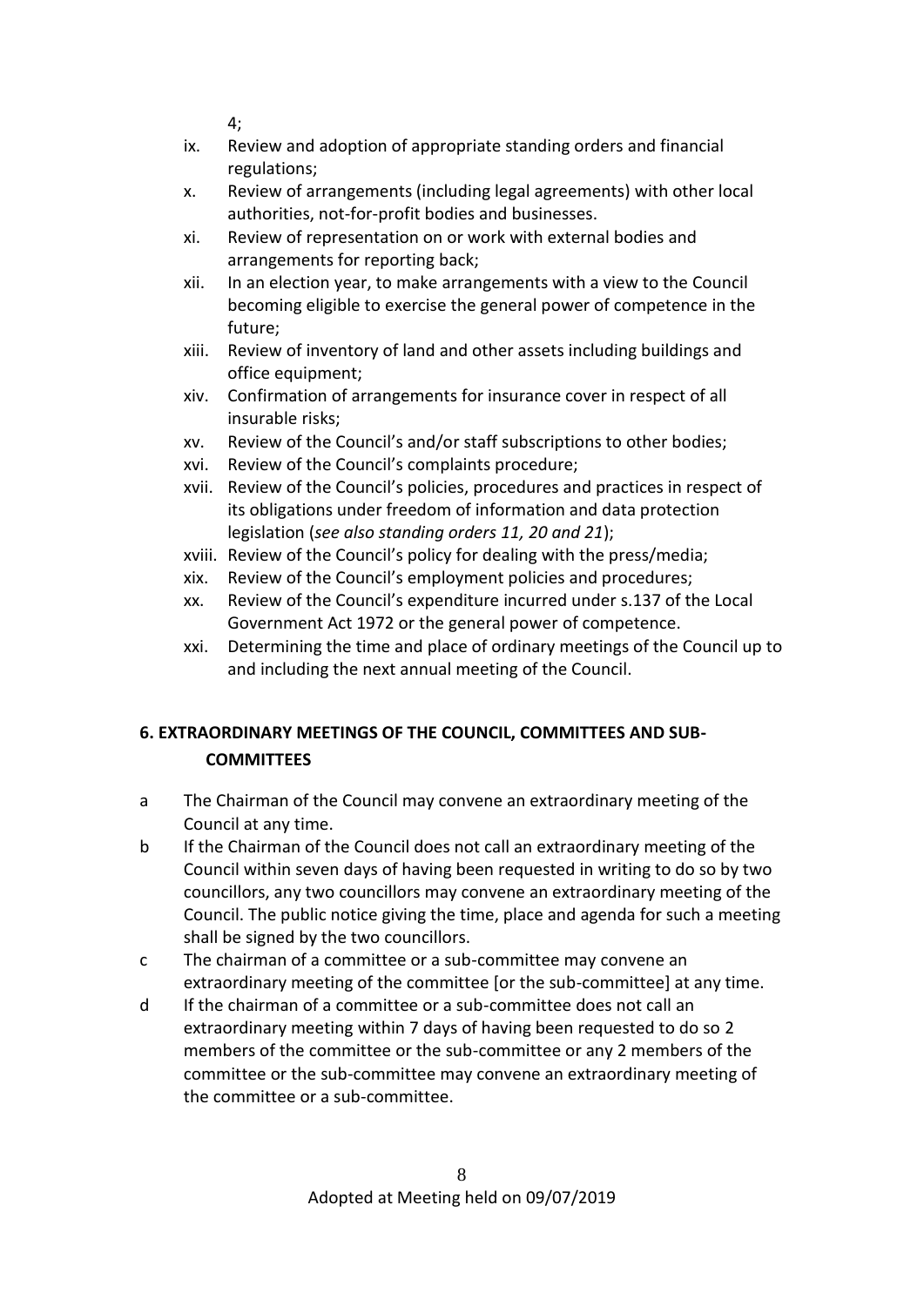4;

ix. Review and adoption of appropriate standing orders and financial regulations;
x. Review of arrangements (including legal agreements) with other local authorities, not-for-profit bodies and businesses.
xi. Review of representation on or work with external bodies and arrangements for reporting back;
xii. In an election year, to make arrangements with a view to the Council becoming eligible to exercise the general power of competence in the future;
xiii. Review of inventory of land and other assets including buildings and office equipment;
xiv. Confirmation of arrangements for insurance cover in respect of all insurable risks;
xv. Review of the Council's and/or staff subscriptions to other bodies;
xvi. Review of the Council's complaints procedure;
xvii. Review of the Council's policies, procedures and practices in respect of its obligations under freedom of information and data protection legislation (*see also standing orders 11, 20 and 21*);
xviii. Review of the Council's policy for dealing with the press/media;
xix. Review of the Council's employment policies and procedures;
xx. Review of the Council's expenditure incurred under s.137 of the Local Government Act 1972 or the general power of competence.
xxi. Determining the time and place of ordinary meetings of the Council up to and including the next annual meeting of the Council.

## 6. EXTRAORDINARY MEETINGS OF THE COUNCIL, COMMITTEES AND SUB-COMMITTEES

a The Chairman of the Council may convene an extraordinary meeting of the Council at any time.

b If the Chairman of the Council does not call an extraordinary meeting of the Council within seven days of having been requested in writing to do so by two councillors, any two councillors may convene an extraordinary meeting of the Council. The public notice giving the time, place and agenda for such a meeting shall be signed by the two councillors.

c The chairman of a committee or a sub-committee may convene an extraordinary meeting of the committee [or the sub-committee] at any time.

d If the chairman of a committee or a sub-committee does not call an extraordinary meeting within 7 days of having been requested to do so 2 members of the committee or the sub-committee or any 2 members of the committee or the sub-committee may convene an extraordinary meeting of the committee or a sub-committee.

Adopted at Meeting held on 09/07/2019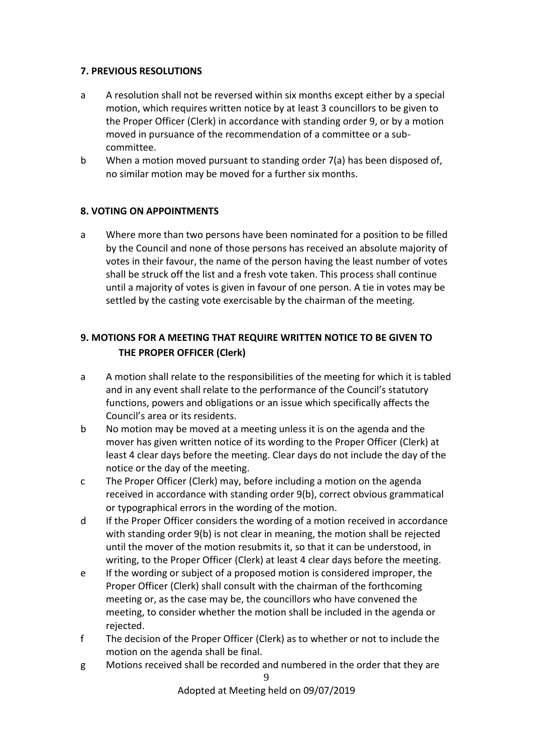## 7. PREVIOUS RESOLUTIONS

a A resolution shall not be reversed within six months except either by a special motion, which requires written notice by at least 3 councillors to be given to the Proper Officer (Clerk) in accordance with standing order 9, or by a motion moved in pursuance of the recommendation of a committee or a sub-committee.

b When a motion moved pursuant to standing order 7(a) has been disposed of, no similar motion may be moved for a further six months.

## 8. VOTING ON APPOINTMENTS

a Where more than two persons have been nominated for a position to be filled by the Council and none of those persons has received an absolute majority of votes in their favour, the name of the person having the least number of votes shall be struck off the list and a fresh vote taken. This process shall continue until a majority of votes is given in favour of one person. A tie in votes may be settled by the casting vote exercisable by the chairman of the meeting.

## 9. MOTIONS FOR A MEETING THAT REQUIRE WRITTEN NOTICE TO BE GIVEN TO THE PROPER OFFICER (Clerk)

a A motion shall relate to the responsibilities of the meeting for which it is tabled and in any event shall relate to the performance of the Council's statutory functions, powers and obligations or an issue which specifically affects the Council's area or its residents.

b No motion may be moved at a meeting unless it is on the agenda and the mover has given written notice of its wording to the Proper Officer (Clerk) at least 4 clear days before the meeting. Clear days do not include the day of the notice or the day of the meeting.

c The Proper Officer (Clerk) may, before including a motion on the agenda received in accordance with standing order 9(b), correct obvious grammatical or typographical errors in the wording of the motion.

d If the Proper Officer considers the wording of a motion received in accordance with standing order 9(b) is not clear in meaning, the motion shall be rejected until the mover of the motion resubmits it, so that it can be understood, in writing, to the Proper Officer (Clerk) at least 4 clear days before the meeting.

e If the wording or subject of a proposed motion is considered improper, the Proper Officer (Clerk) shall consult with the chairman of the forthcoming meeting or, as the case may be, the councillors who have convened the meeting, to consider whether the motion shall be included in the agenda or rejected.

f The decision of the Proper Officer (Clerk) as to whether or not to include the motion on the agenda shall be final.

g Motions received shall be recorded and numbered in the order that they are

Adopted at Meeting held on 09/07/2019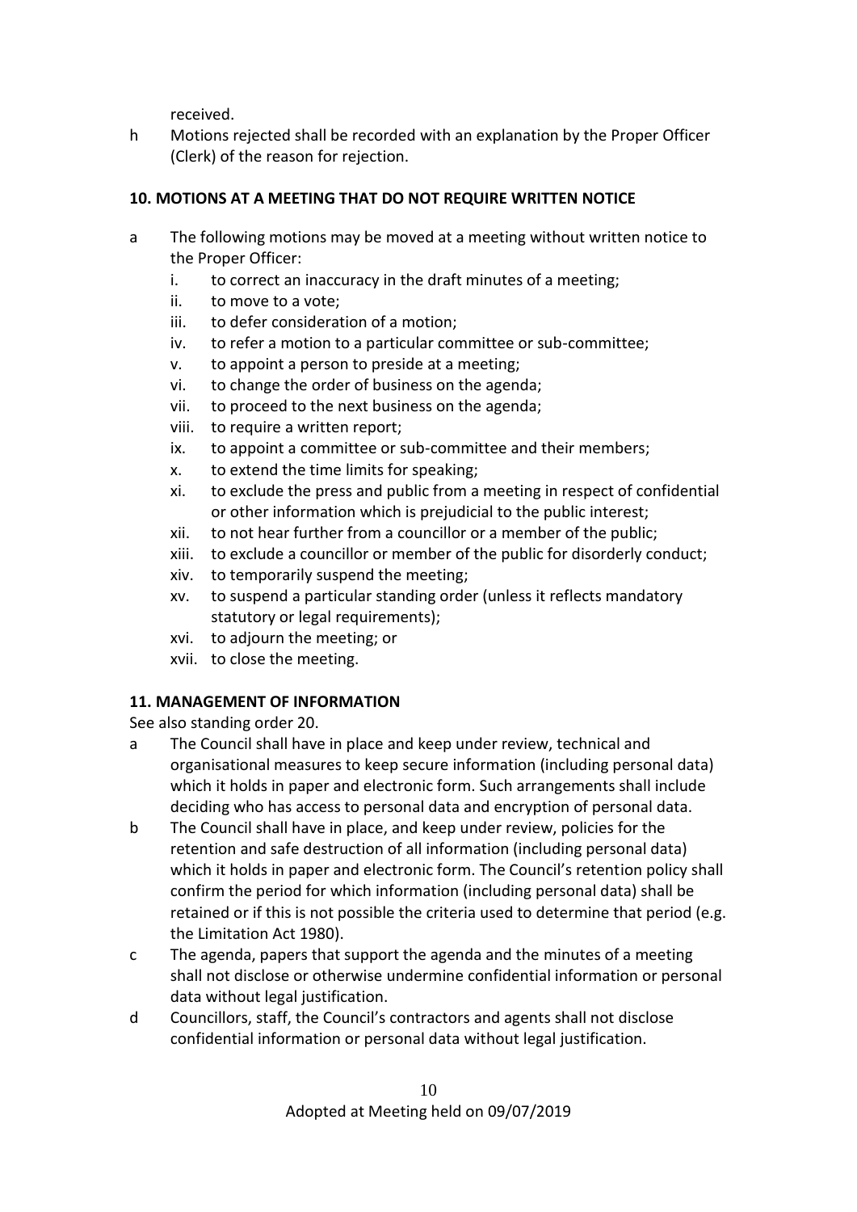received.

h Motions rejected shall be recorded with an explanation by the Proper Officer (Clerk) of the reason for rejection.

**10. MOTIONS AT A MEETING THAT DO NOT REQUIRE WRITTEN NOTICE**

a The following motions may be moved at a meeting without written notice to the Proper Officer:

   i. to correct an inaccuracy in the draft minutes of a meeting;
   ii. to move to a vote;
   iii. to defer consideration of a motion;
   iv. to refer a motion to a particular committee or sub-committee;
   v. to appoint a person to preside at a meeting;
   vi. to change the order of business on the agenda;
   vii. to proceed to the next business on the agenda;
   viii. to require a written report;
   ix. to appoint a committee or sub-committee and their members;
   x. to extend the time limits for speaking;
   xi. to exclude the press and public from a meeting in respect of confidential or other information which is prejudicial to the public interest;
   xii. to not hear further from a councillor or a member of the public;
   xiii. to exclude a councillor or member of the public for disorderly conduct;
   xiv. to temporarily suspend the meeting;
   xv. to suspend a particular standing order (unless it reflects mandatory statutory or legal requirements);
   xvi. to adjourn the meeting; or
   xvii. to close the meeting.

**11. MANAGEMENT OF INFORMATION**

See also standing order 20.

a The Council shall have in place and keep under review, technical and organisational measures to keep secure information (including personal data) which it holds in paper and electronic form. Such arrangements shall include deciding who has access to personal data and encryption of personal data.

b The Council shall have in place, and keep under review, policies for the retention and safe destruction of all information (including personal data) which it holds in paper and electronic form. The Council's retention policy shall confirm the period for which information (including personal data) shall be retained or if this is not possible the criteria used to determine that period (e.g. the Limitation Act 1980).

c The agenda, papers that support the agenda and the minutes of a meeting shall not disclose or otherwise undermine confidential information or personal data without legal justification.

d Councillors, staff, the Council's contractors and agents shall not disclose confidential information or personal data without legal justification.

Adopted at Meeting held on 09/07/2019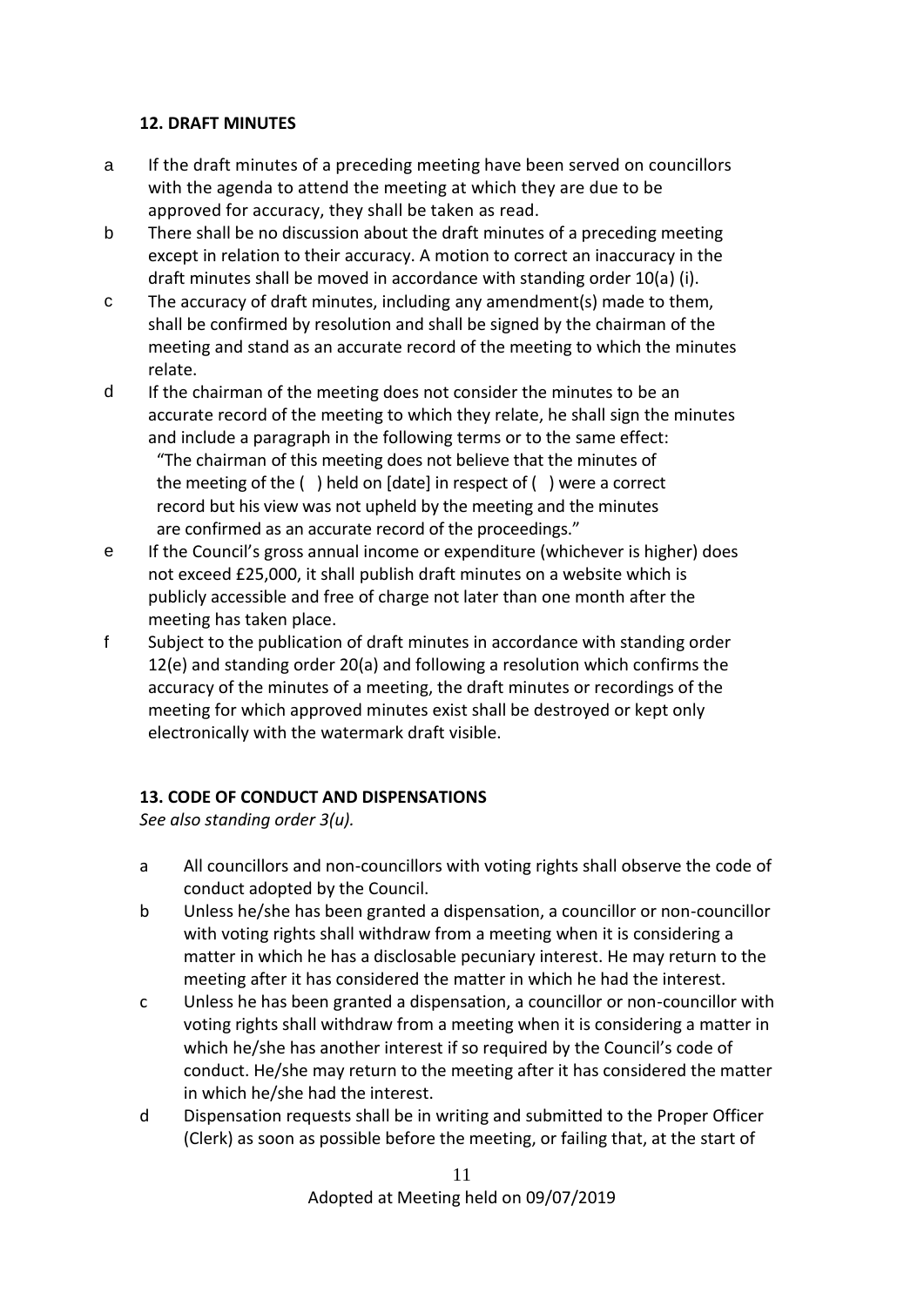### 12. DRAFT MINUTES

a If the draft minutes of a preceding meeting have been served on councillors with the agenda to attend the meeting at which they are due to be approved for accuracy, they shall be taken as read.

b There shall be no discussion about the draft minutes of a preceding meeting except in relation to their accuracy. A motion to correct an inaccuracy in the draft minutes shall be moved in accordance with standing order 10(a) (i).

c The accuracy of draft minutes, including any amendment(s) made to them, shall be confirmed by resolution and shall be signed by the chairman of the meeting and stand as an accurate record of the meeting to which the minutes relate.

d If the chairman of the meeting does not consider the minutes to be an accurate record of the meeting to which they relate, he shall sign the minutes and include a paragraph in the following terms or to the same effect:

> "The chairman of this meeting does not believe that the minutes of the meeting of the ( ) held on [date] in respect of ( ) were a correct record but his view was not upheld by the meeting and the minutes are confirmed as an accurate record of the proceedings."

e If the Council's gross annual income or expenditure (whichever is higher) does not exceed £25,000, it shall publish draft minutes on a website which is publicly accessible and free of charge not later than one month after the meeting has taken place.

f Subject to the publication of draft minutes in accordance with standing order 12(e) and standing order 20(a) and following a resolution which confirms the accuracy of the minutes of a meeting, the draft minutes or recordings of the meeting for which approved minutes exist shall be destroyed or kept only electronically with the watermark draft visible.

### 13. CODE OF CONDUCT AND DISPENSATIONS

*See also standing order 3(u).*

a All councillors and non-councillors with voting rights shall observe the code of conduct adopted by the Council.

b Unless he/she has been granted a dispensation, a councillor or non-councillor with voting rights shall withdraw from a meeting when it is considering a matter in which he has a disclosable pecuniary interest. He may return to the meeting after it has considered the matter in which he had the interest.

c Unless he has been granted a dispensation, a councillor or non-councillor with voting rights shall withdraw from a meeting when it is considering a matter in which he/she has another interest if so required by the Council's code of conduct. He/she may return to the meeting after it has considered the matter in which he/she had the interest.

d Dispensation requests shall be in writing and submitted to the Proper Officer (Clerk) as soon as possible before the meeting, or failing that, at the start of

Adopted at Meeting held on 09/07/2019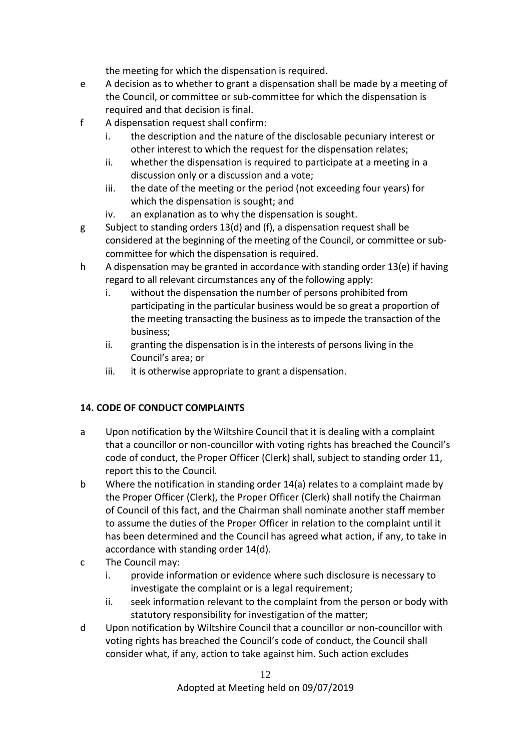the meeting for which the dispensation is required.

e A decision as to whether to grant a dispensation shall be made by a meeting of the Council, or committee or sub-committee for which the dispensation is required and that decision is final.

f A dispensation request shall confirm:
   i. the description and the nature of the disclosable pecuniary interest or other interest to which the request for the dispensation relates;
   ii. whether the dispensation is required to participate at a meeting in a discussion only or a discussion and a vote;
   iii. the date of the meeting or the period (not exceeding four years) for which the dispensation is sought; and
   iv. an explanation as to why the dispensation is sought.

g Subject to standing orders 13(d) and (f), a dispensation request shall be considered at the beginning of the meeting of the Council, or committee or sub-committee for which the dispensation is required.

h A dispensation may be granted in accordance with standing order 13(e) if having regard to all relevant circumstances any of the following apply:
   i. without the dispensation the number of persons prohibited from participating in the particular business would be so great a proportion of the meeting transacting the business as to impede the transaction of the business;
   ii. granting the dispensation is in the interests of persons living in the Council's area; or
   iii. it is otherwise appropriate to grant a dispensation.

**14. CODE OF CONDUCT COMPLAINTS**

a Upon notification by the Wiltshire Council that it is dealing with a complaint that a councillor or non-councillor with voting rights has breached the Council's code of conduct, the Proper Officer (Clerk) shall, subject to standing order 11, report this to the Council.

b Where the notification in standing order 14(a) relates to a complaint made by the Proper Officer (Clerk), the Proper Officer (Clerk) shall notify the Chairman of Council of this fact, and the Chairman shall nominate another staff member to assume the duties of the Proper Officer in relation to the complaint until it has been determined and the Council has agreed what action, if any, to take in accordance with standing order 14(d).

c The Council may:
   i. provide information or evidence where such disclosure is necessary to investigate the complaint or is a legal requirement;
   ii. seek information relevant to the complaint from the person or body with statutory responsibility for investigation of the matter;

d Upon notification by Wiltshire Council that a councillor or non-councillor with voting rights has breached the Council's code of conduct, the Council shall consider what, if any, action to take against him. Such action excludes

Adopted at Meeting held on 09/07/2019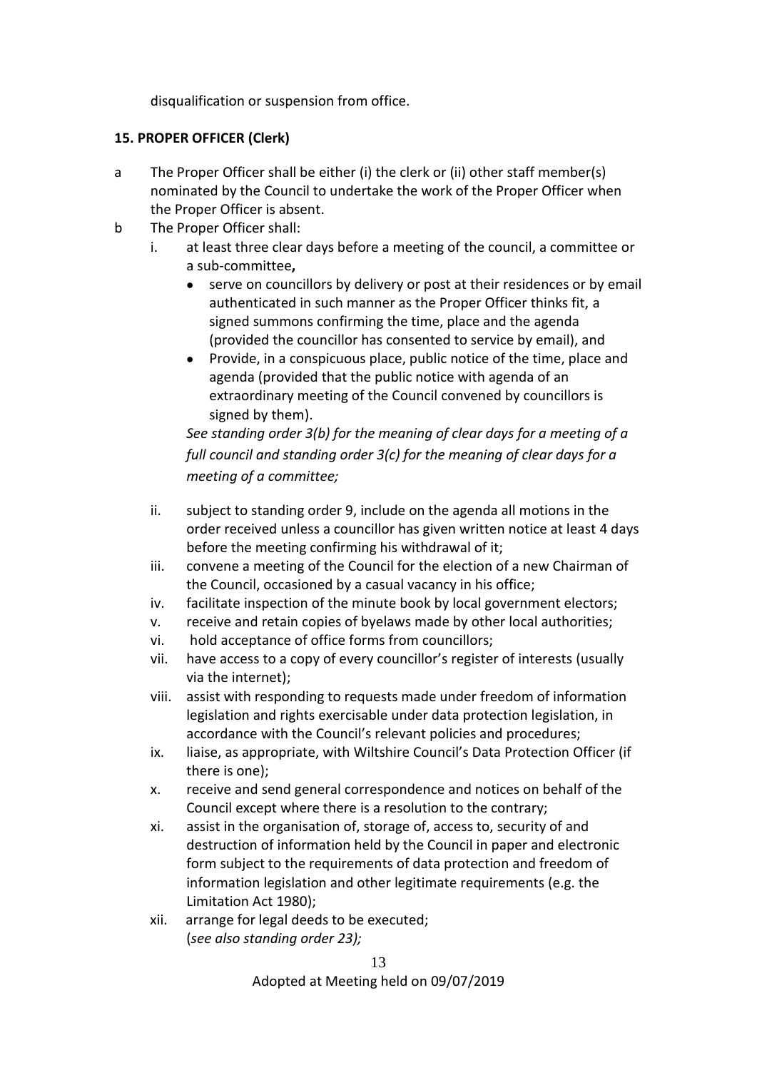disqualification or suspension from office.

**15. PROPER OFFICER (Clerk)**

a The Proper Officer shall be either (i) the clerk or (ii) other staff member(s) nominated by the Council to undertake the work of the Proper Officer when the Proper Officer is absent.

b The Proper Officer shall:

 i. at least three clear days before a meeting of the council, a committee or a sub-committee**,**
 - serve on councillors by delivery or post at their residences or by email authenticated in such manner as the Proper Officer thinks fit, a signed summons confirming the time, place and the agenda (provided the councillor has consented to service by email), and
 - Provide, in a conspicuous place, public notice of the time, place and agenda (provided that the public notice with agenda of an extraordinary meeting of the Council convened by councillors is signed by them).

 *See standing order 3(b) for the meaning of clear days for a meeting of a full council and standing order 3(c) for the meaning of clear days for a meeting of a committee;*

 ii. subject to standing order 9, include on the agenda all motions in the order received unless a councillor has given written notice at least 4 days before the meeting confirming his withdrawal of it;

 iii. convene a meeting of the Council for the election of a new Chairman of the Council, occasioned by a casual vacancy in his office;

 iv. facilitate inspection of the minute book by local government electors;

 v. receive and retain copies of byelaws made by other local authorities;

 vi. hold acceptance of office forms from councillors;

 vii. have access to a copy of every councillor's register of interests (usually via the internet);

 viii. assist with responding to requests made under freedom of information legislation and rights exercisable under data protection legislation, in accordance with the Council's relevant policies and procedures;

 ix. liaise, as appropriate, with Wiltshire Council's Data Protection Officer (if there is one);

 x. receive and send general correspondence and notices on behalf of the Council except where there is a resolution to the contrary;

 xi. assist in the organisation of, storage of, access to, security of and destruction of information held by the Council in paper and electronic form subject to the requirements of data protection and freedom of information legislation and other legitimate requirements (e.g. the Limitation Act 1980);

 xii. arrange for legal deeds to be executed;
 (*see also standing order 23);*

Adopted at Meeting held on 09/07/2019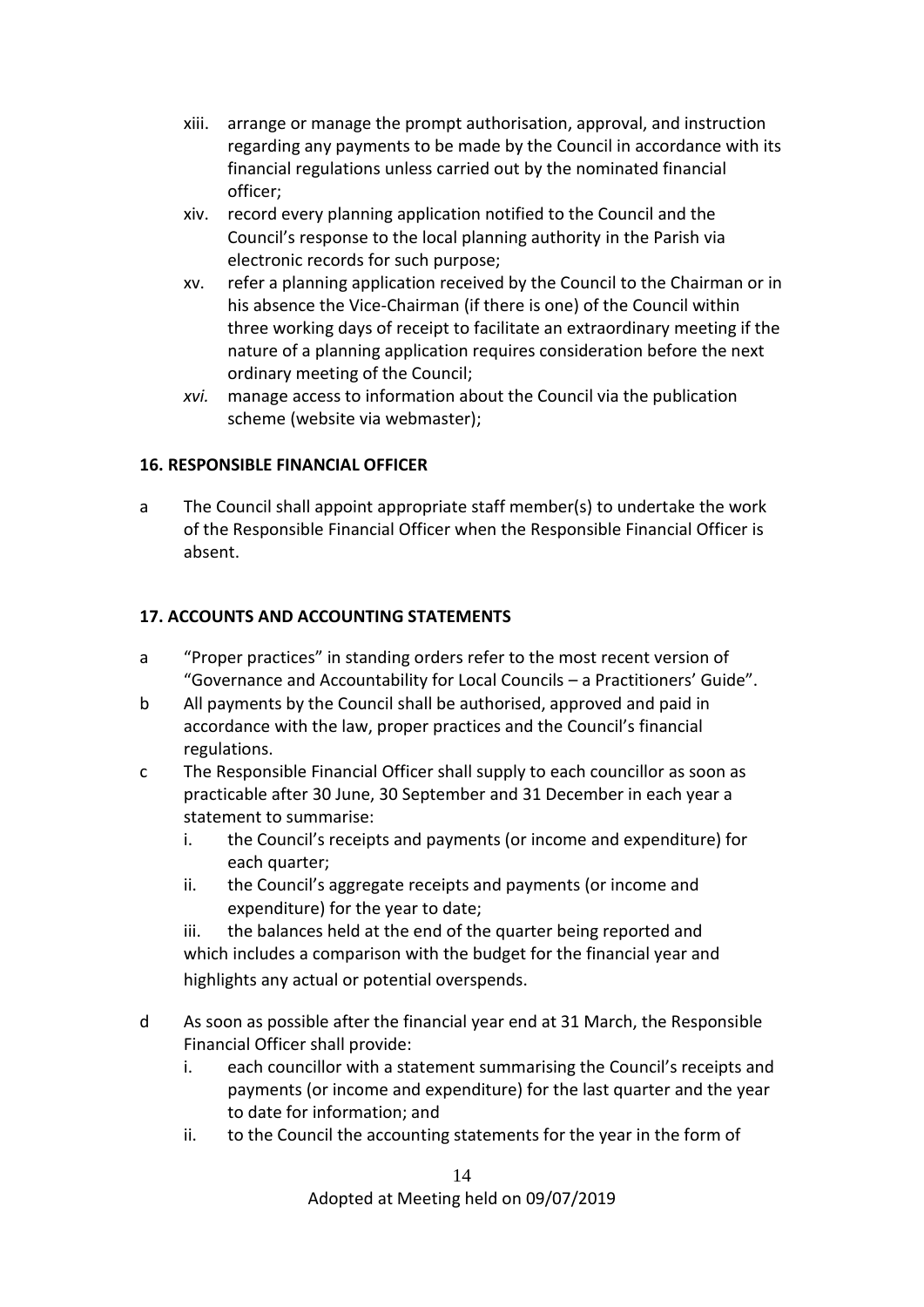xiii. arrange or manage the prompt authorisation, approval, and instruction regarding any payments to be made by the Council in accordance with its financial regulations unless carried out by the nominated financial officer;

xiv. record every planning application notified to the Council and the Council's response to the local planning authority in the Parish via electronic records for such purpose;

xv. refer a planning application received by the Council to the Chairman or in his absence the Vice-Chairman (if there is one) of the Council within three working days of receipt to facilitate an extraordinary meeting if the nature of a planning application requires consideration before the next ordinary meeting of the Council;

*xvi.* manage access to information about the Council via the publication scheme (website via webmaster);

**16. RESPONSIBLE FINANCIAL OFFICER**

a The Council shall appoint appropriate staff member(s) to undertake the work of the Responsible Financial Officer when the Responsible Financial Officer is absent.

**17. ACCOUNTS AND ACCOUNTING STATEMENTS**

a "Proper practices" in standing orders refer to the most recent version of "Governance and Accountability for Local Councils – a Practitioners' Guide".

b All payments by the Council shall be authorised, approved and paid in accordance with the law, proper practices and the Council's financial regulations.

c The Responsible Financial Officer shall supply to each councillor as soon as practicable after 30 June, 30 September and 31 December in each year a statement to summarise:

i. the Council's receipts and payments (or income and expenditure) for each quarter;

ii. the Council's aggregate receipts and payments (or income and expenditure) for the year to date;

iii. the balances held at the end of the quarter being reported and which includes a comparison with the budget for the financial year and highlights any actual or potential overspends.

d As soon as possible after the financial year end at 31 March, the Responsible Financial Officer shall provide:

i. each councillor with a statement summarising the Council's receipts and payments (or income and expenditure) for the last quarter and the year to date for information; and

ii. to the Council the accounting statements for the year in the form of

Adopted at Meeting held on 09/07/2019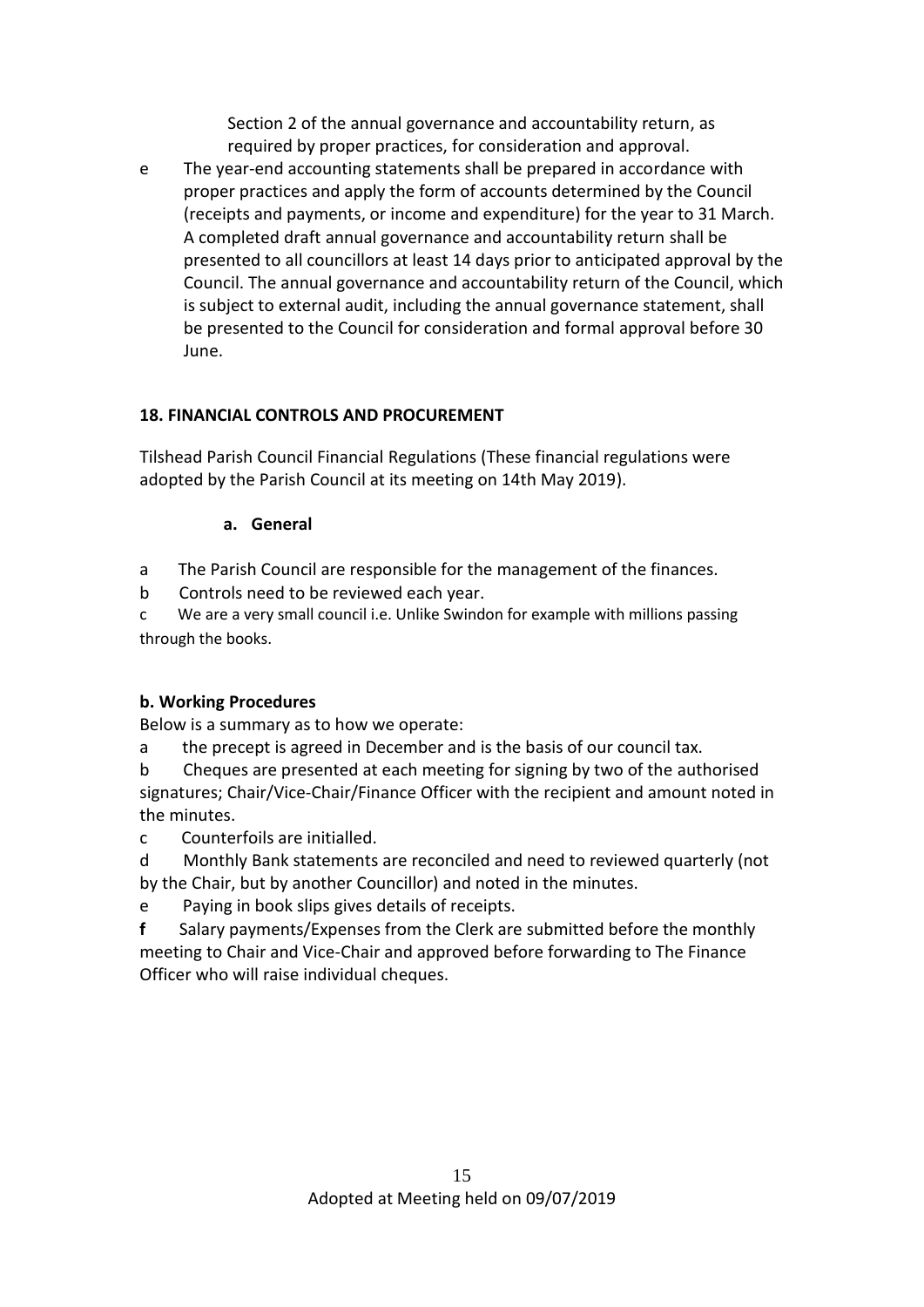Section 2 of the annual governance and accountability return, as required by proper practices, for consideration and approval.

e The year-end accounting statements shall be prepared in accordance with proper practices and apply the form of accounts determined by the Council (receipts and payments, or income and expenditure) for the year to 31 March. A completed draft annual governance and accountability return shall be presented to all councillors at least 14 days prior to anticipated approval by the Council. The annual governance and accountability return of the Council, which is subject to external audit, including the annual governance statement, shall be presented to the Council for consideration and formal approval before 30 June.

## 18. FINANCIAL CONTROLS AND PROCUREMENT

Tilshead Parish Council Financial Regulations (These financial regulations were adopted by the Parish Council at its meeting on 14th May 2019).

### a. General

a The Parish Council are responsible for the management of the finances.

b Controls need to be reviewed each year.

c We are a very small council i.e. Unlike Swindon for example with millions passing through the books.

### b. Working Procedures

Below is a summary as to how we operate:

a the precept is agreed in December and is the basis of our council tax.

b Cheques are presented at each meeting for signing by two of the authorised signatures; Chair/Vice-Chair/Finance Officer with the recipient and amount noted in the minutes.

c Counterfoils are initialled.

d Monthly Bank statements are reconciled and need to reviewed quarterly (not by the Chair, but by another Councillor) and noted in the minutes.

e Paying in book slips gives details of receipts.

**f** Salary payments/Expenses from the Clerk are submitted before the monthly meeting to Chair and Vice-Chair and approved before forwarding to The Finance Officer who will raise individual cheques.

Adopted at Meeting held on 09/07/2019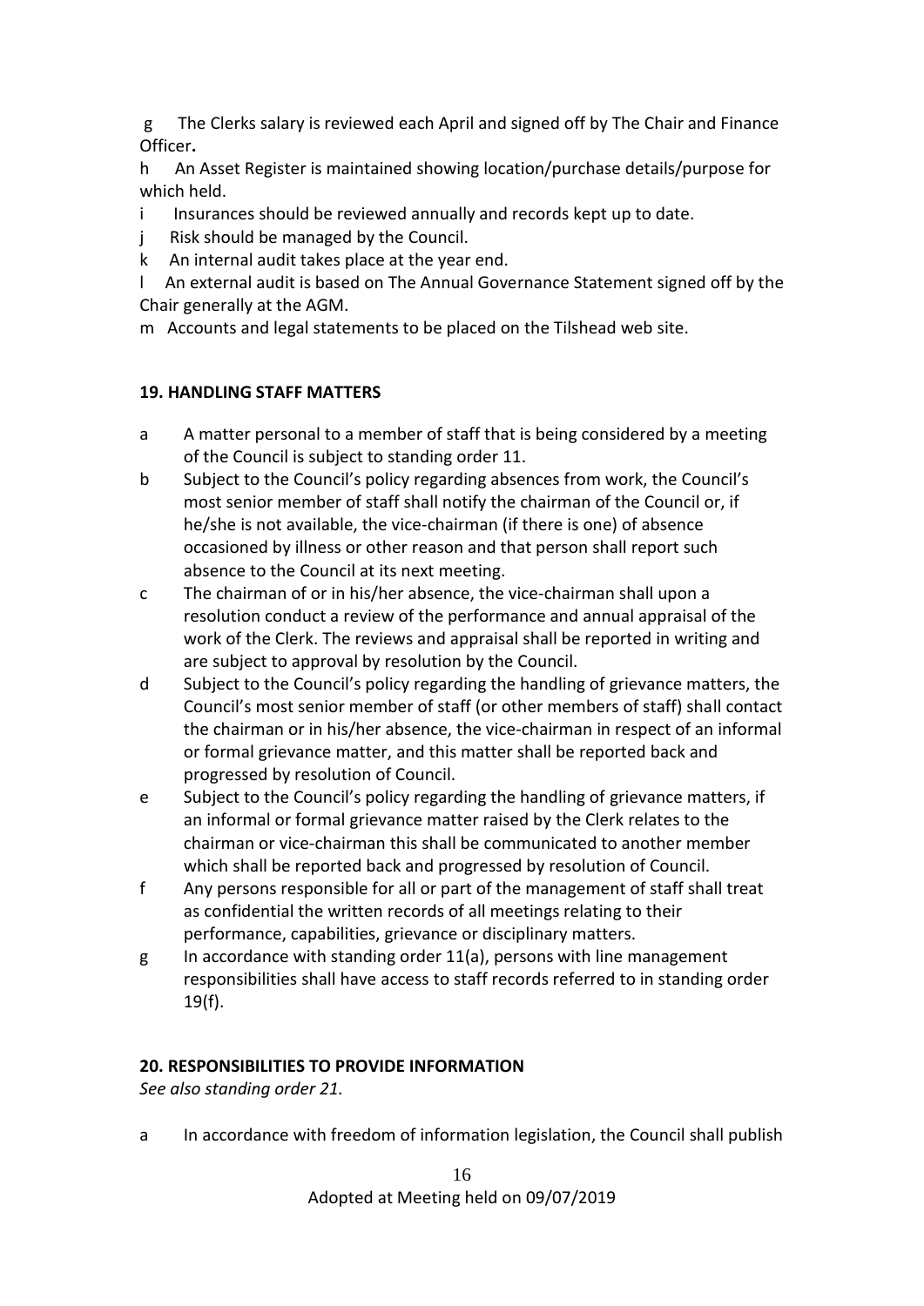g The Clerks salary is reviewed each April and signed off by The Chair and Finance Officer**.**

h An Asset Register is maintained showing location/purchase details/purpose for which held.

i Insurances should be reviewed annually and records kept up to date.

j Risk should be managed by the Council.

k An internal audit takes place at the year end.

l An external audit is based on The Annual Governance Statement signed off by the Chair generally at the AGM.

m Accounts and legal statements to be placed on the Tilshead web site.

**19. HANDLING STAFF MATTERS**

a A matter personal to a member of staff that is being considered by a meeting of the Council is subject to standing order 11.

b Subject to the Council's policy regarding absences from work, the Council's most senior member of staff shall notify the chairman of the Council or, if he/she is not available, the vice-chairman (if there is one) of absence occasioned by illness or other reason and that person shall report such absence to the Council at its next meeting.

c The chairman of or in his/her absence, the vice-chairman shall upon a resolution conduct a review of the performance and annual appraisal of the work of the Clerk. The reviews and appraisal shall be reported in writing and are subject to approval by resolution by the Council.

d Subject to the Council's policy regarding the handling of grievance matters, the Council's most senior member of staff (or other members of staff) shall contact the chairman or in his/her absence, the vice-chairman in respect of an informal or formal grievance matter, and this matter shall be reported back and progressed by resolution of Council.

e Subject to the Council's policy regarding the handling of grievance matters, if an informal or formal grievance matter raised by the Clerk relates to the chairman or vice-chairman this shall be communicated to another member which shall be reported back and progressed by resolution of Council.

f Any persons responsible for all or part of the management of staff shall treat as confidential the written records of all meetings relating to their performance, capabilities, grievance or disciplinary matters.

g In accordance with standing order 11(a), persons with line management responsibilities shall have access to staff records referred to in standing order 19(f).

**20. RESPONSIBILITIES TO PROVIDE INFORMATION**

*See also standing order 21.*

a In accordance with freedom of information legislation, the Council shall publish

Adopted at Meeting held on 09/07/2019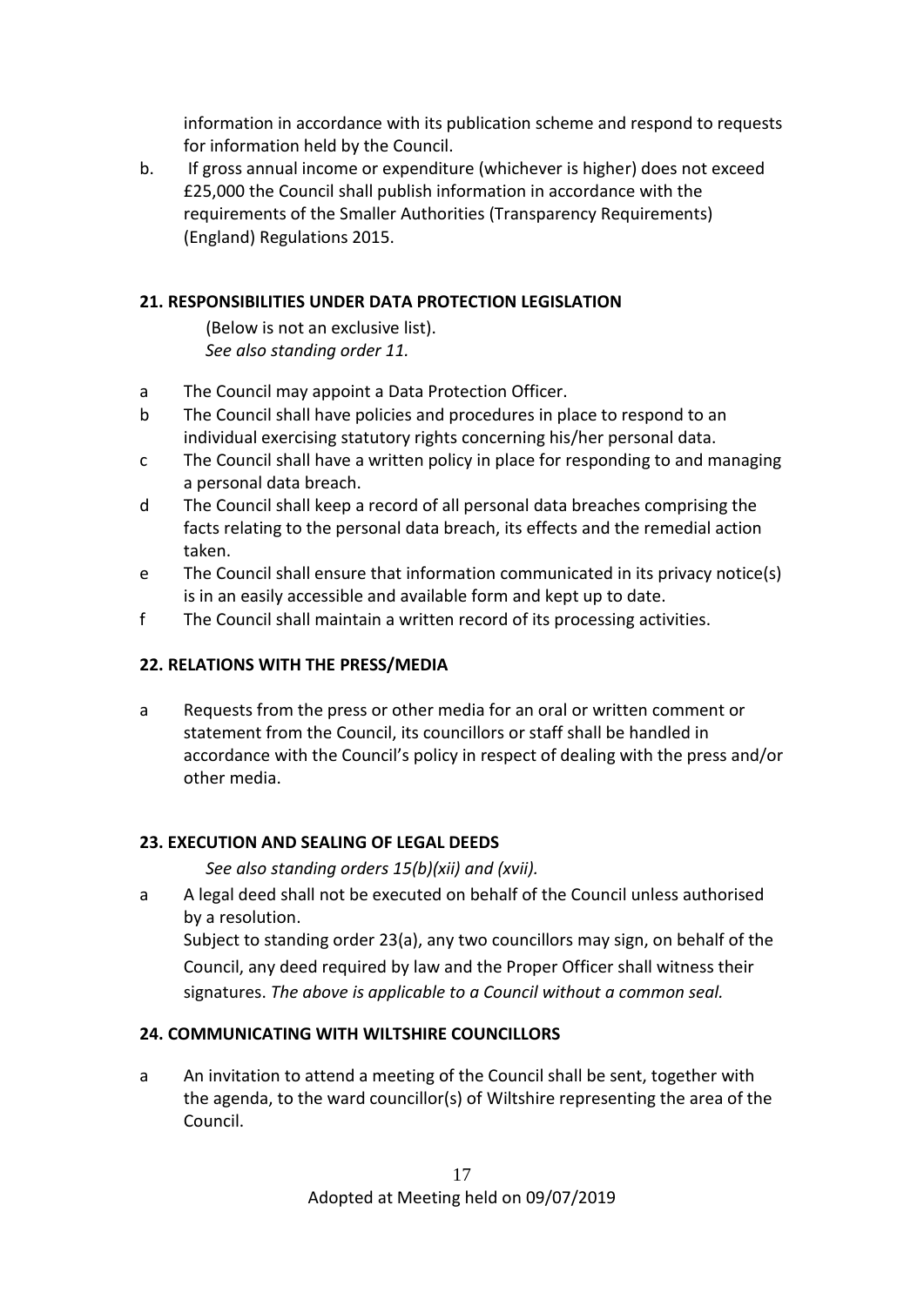information in accordance with its publication scheme and respond to requests for information held by the Council.

b. If gross annual income or expenditure (whichever is higher) does not exceed £25,000 the Council shall publish information in accordance with the requirements of the Smaller Authorities (Transparency Requirements) (England) Regulations 2015.

**21. RESPONSIBILITIES UNDER DATA PROTECTION LEGISLATION**

(Below is not an exclusive list).
*See also standing order 11.*

a The Council may appoint a Data Protection Officer.

b The Council shall have policies and procedures in place to respond to an individual exercising statutory rights concerning his/her personal data.

c The Council shall have a written policy in place for responding to and managing a personal data breach.

d The Council shall keep a record of all personal data breaches comprising the facts relating to the personal data breach, its effects and the remedial action taken.

e The Council shall ensure that information communicated in its privacy notice(s) is in an easily accessible and available form and kept up to date.

f The Council shall maintain a written record of its processing activities.

**22. RELATIONS WITH THE PRESS/MEDIA**

a Requests from the press or other media for an oral or written comment or statement from the Council, its councillors or staff shall be handled in accordance with the Council's policy in respect of dealing with the press and/or other media.

**23. EXECUTION AND SEALING OF LEGAL DEEDS**

*See also standing orders 15(b)(xii) and (xvii).*

a A legal deed shall not be executed on behalf of the Council unless authorised by a resolution.
Subject to standing order 23(a), any two councillors may sign, on behalf of the Council, any deed required by law and the Proper Officer shall witness their signatures. *The above is applicable to a Council without a common seal.*

**24. COMMUNICATING WITH WILTSHIRE COUNCILLORS**

a An invitation to attend a meeting of the Council shall be sent, together with the agenda, to the ward councillor(s) of Wiltshire representing the area of the Council.

Adopted at Meeting held on 09/07/2019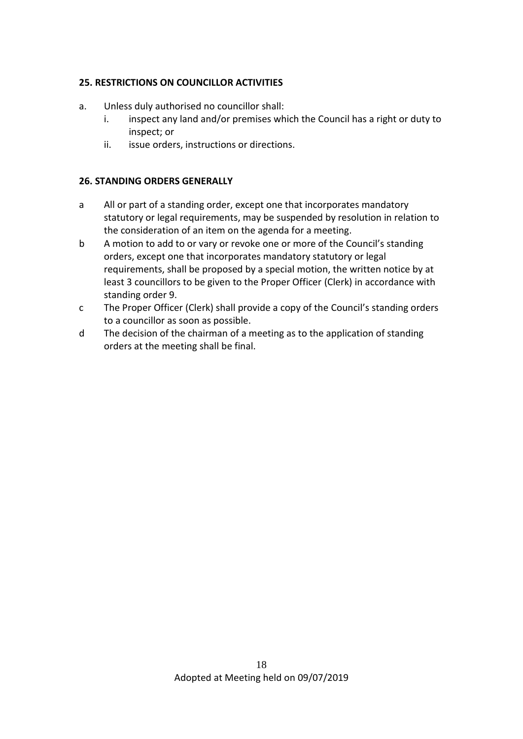### 25. RESTRICTIONS ON COUNCILLOR ACTIVITIES

a. Unless duly authorised no councillor shall:
   i. inspect any land and/or premises which the Council has a right or duty to inspect; or
   ii. issue orders, instructions or directions.

### 26. STANDING ORDERS GENERALLY

a All or part of a standing order, except one that incorporates mandatory statutory or legal requirements, may be suspended by resolution in relation to the consideration of an item on the agenda for a meeting.

b A motion to add to or vary or revoke one or more of the Council's standing orders, except one that incorporates mandatory statutory or legal requirements, shall be proposed by a special motion, the written notice by at least 3 councillors to be given to the Proper Officer (Clerk) in accordance with standing order 9.

c The Proper Officer (Clerk) shall provide a copy of the Council's standing orders to a councillor as soon as possible.

d The decision of the chairman of a meeting as to the application of standing orders at the meeting shall be final.

Adopted at Meeting held on 09/07/2019